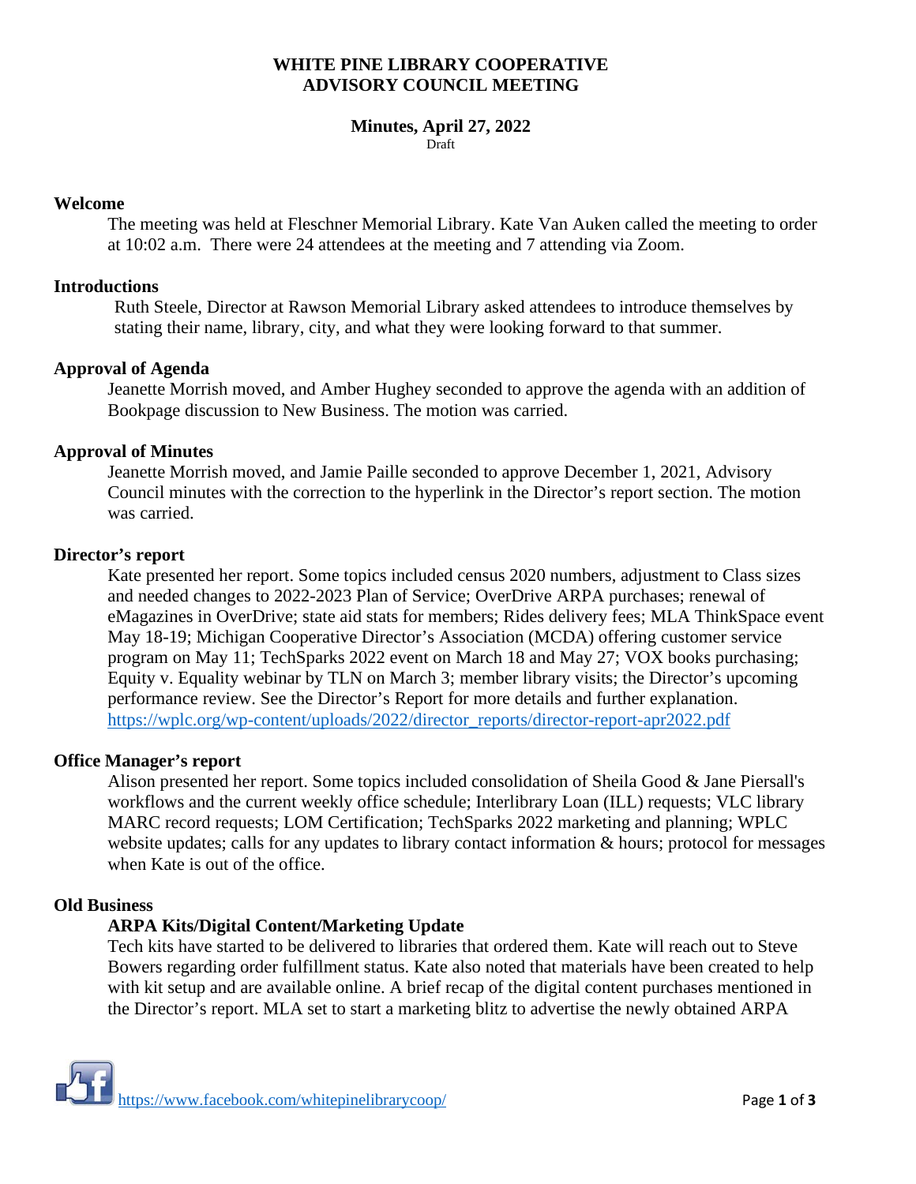# WHITE PINE LIBRARY COOPERATIVE
# ADVISORY COUNCIL MEETING

## Minutes, April 27, 2022

Draft

### Welcome

The meeting was held at Fleschner Memorial Library. Kate Van Auken called the meeting to order at 10:02 a.m. There were 24 attendees at the meeting and 7 attending via Zoom.

### Introductions

Ruth Steele, Director at Rawson Memorial Library asked attendees to introduce themselves by stating their name, library, city, and what they were looking forward to that summer.

### Approval of Agenda

Jeanette Morrish moved, and Amber Hughey seconded to approve the agenda with an addition of Bookpage discussion to New Business. The motion was carried.

### Approval of Minutes

Jeanette Morrish moved, and Jamie Paille seconded to approve December 1, 2021, Advisory Council minutes with the correction to the hyperlink in the Director's report section. The motion was carried.

### Director's report

Kate presented her report. Some topics included census 2020 numbers, adjustment to Class sizes and needed changes to 2022-2023 Plan of Service; OverDrive ARPA purchases; renewal of eMagazines in OverDrive; state aid stats for members; Rides delivery fees; MLA ThinkSpace event May 18-19; Michigan Cooperative Director's Association (MCDA) offering customer service program on May 11; TechSparks 2022 event on March 18 and May 27; VOX books purchasing; Equity v. Equality webinar by TLN on March 3; member library visits; the Director's upcoming performance review. See the Director's Report for more details and further explanation. https://wplc.org/wp-content/uploads/2022/director_reports/director-report-apr2022.pdf

### Office Manager's report

Alison presented her report. Some topics included consolidation of Sheila Good & Jane Piersall's workflows and the current weekly office schedule; Interlibrary Loan (ILL) requests; VLC library MARC record requests; LOM Certification; TechSparks 2022 marketing and planning; WPLC website updates; calls for any updates to library contact information & hours; protocol for messages when Kate is out of the office.

### Old Business

#### ARPA Kits/Digital Content/Marketing Update

Tech kits have started to be delivered to libraries that ordered them. Kate will reach out to Steve Bowers regarding order fulfillment status. Kate also noted that materials have been created to help with kit setup and are available online. A brief recap of the digital content purchases mentioned in the Director's report. MLA set to start a marketing blitz to advertise the newly obtained ARPA

https://www.facebook.com/whitepinelibrarycoop/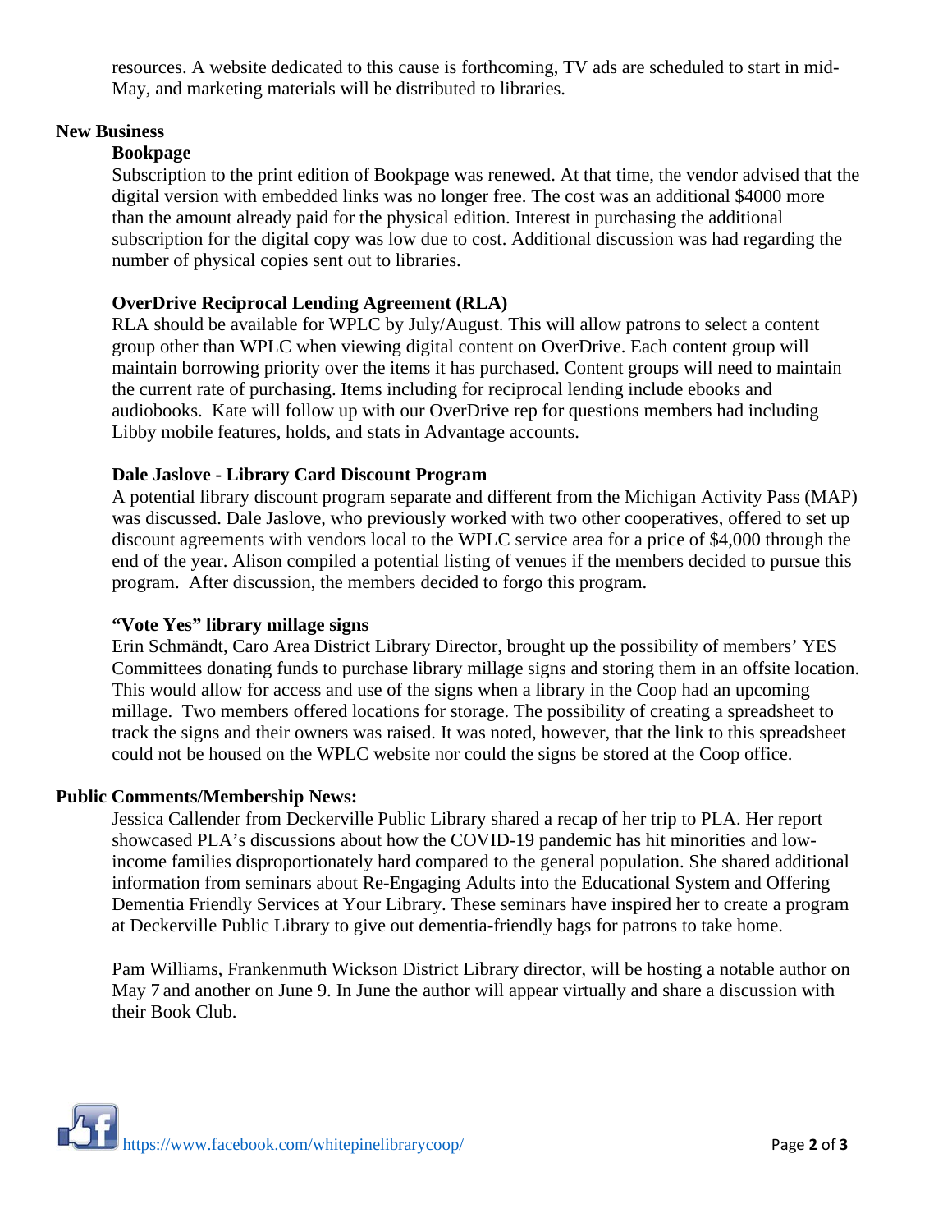resources. A website dedicated to this cause is forthcoming, TV ads are scheduled to start in mid-May, and marketing materials will be distributed to libraries.

## New Business

### Bookpage

Subscription to the print edition of Bookpage was renewed. At that time, the vendor advised that the digital version with embedded links was no longer free. The cost was an additional $4000 more than the amount already paid for the physical edition. Interest in purchasing the additional subscription for the digital copy was low due to cost. Additional discussion was had regarding the number of physical copies sent out to libraries.

### OverDrive Reciprocal Lending Agreement (RLA)

RLA should be available for WPLC by July/August. This will allow patrons to select a content group other than WPLC when viewing digital content on OverDrive. Each content group will maintain borrowing priority over the items it has purchased. Content groups will need to maintain the current rate of purchasing. Items including for reciprocal lending include ebooks and audiobooks. Kate will follow up with our OverDrive rep for questions members had including Libby mobile features, holds, and stats in Advantage accounts.

### Dale Jaslove - Library Card Discount Program

A potential library discount program separate and different from the Michigan Activity Pass (MAP) was discussed. Dale Jaslove, who previously worked with two other cooperatives, offered to set up discount agreements with vendors local to the WPLC service area for a price of $4,000 through the end of the year. Alison compiled a potential listing of venues if the members decided to pursue this program. After discussion, the members decided to forgo this program.

### "Vote Yes" library millage signs

Erin Schmändt, Caro Area District Library Director, brought up the possibility of members' YES Committees donating funds to purchase library millage signs and storing them in an offsite location. This would allow for access and use of the signs when a library in the Coop had an upcoming millage. Two members offered locations for storage. The possibility of creating a spreadsheet to track the signs and their owners was raised. It was noted, however, that the link to this spreadsheet could not be housed on the WPLC website nor could the signs be stored at the Coop office.

## Public Comments/Membership News:

Jessica Callender from Deckerville Public Library shared a recap of her trip to PLA. Her report showcased PLA's discussions about how the COVID-19 pandemic has hit minorities and low-income families disproportionately hard compared to the general population. She shared additional information from seminars about Re-Engaging Adults into the Educational System and Offering Dementia Friendly Services at Your Library. These seminars have inspired her to create a program at Deckerville Public Library to give out dementia-friendly bags for patrons to take home.

Pam Williams, Frankenmuth Wickson District Library director, will be hosting a notable author on May 7 and another on June 9. In June the author will appear virtually and share a discussion with their Book Club.

https://www.facebook.com/whitepinelibrarycoop/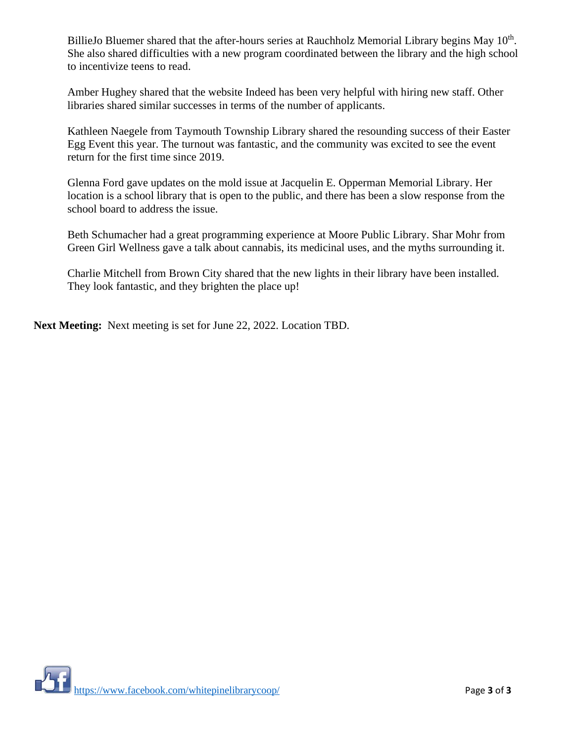BillieJo Bluemer shared that the after-hours series at Rauchholz Memorial Library begins May 10th. She also shared difficulties with a new program coordinated between the library and the high school to incentivize teens to read.

Amber Hughey shared that the website Indeed has been very helpful with hiring new staff. Other libraries shared similar successes in terms of the number of applicants.

Kathleen Naegele from Taymouth Township Library shared the resounding success of their Easter Egg Event this year. The turnout was fantastic, and the community was excited to see the event return for the first time since 2019.

Glenna Ford gave updates on the mold issue at Jacquelin E. Opperman Memorial Library. Her location is a school library that is open to the public, and there has been a slow response from the school board to address the issue.

Beth Schumacher had a great programming experience at Moore Public Library. Shar Mohr from Green Girl Wellness gave a talk about cannabis, its medicinal uses, and the myths surrounding it.

Charlie Mitchell from Brown City shared that the new lights in their library have been installed. They look fantastic, and they brighten the place up!

**Next Meeting:** Next meeting is set for June 22, 2022. Location TBD.

https://www.facebook.com/whitepinelibrarycoop/